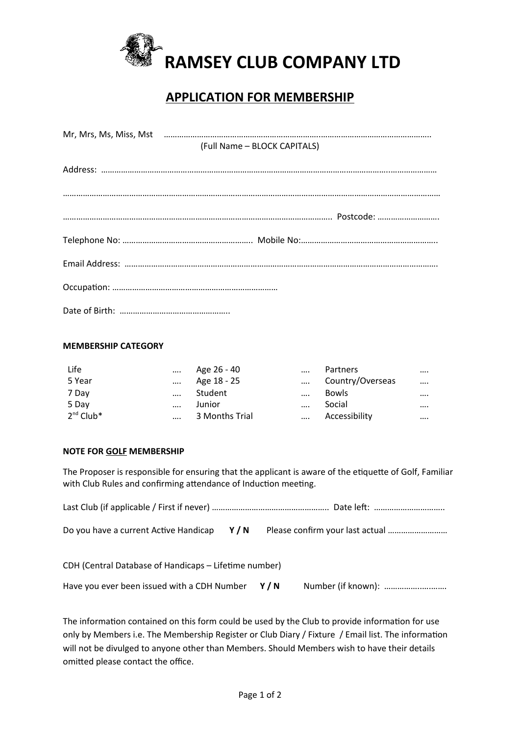# RAMSEY CLUB COMPANY LTD

## APPLICATION FOR MEMBERSHIP

Mr, Mrs, Ms, Miss, Mst ……………………………………………………………………………………………………………
(Full Name – BLOCK CAPITALS)

Address: ……………………………………………………………………………………………………………………………………

……………………………………………………………………………………………………………………………………………………

…………………………………………………………………………………………………………… Postcode: ……………………….

Telephone No: ………………………………………………….. Mobile No:…………………………………………………….

Email Address: ……………………………………………………………………………………………………………………….

Occupation: …………………………………………………………………

Date of Birth: …………………………………………..

**MEMBERSHIP CATEGORY**

| | | | | | |
|---|---|---|---|---|---|
| Life | …. | Age 26 - 40 | …. | Partners | …. |
| 5 Year | …. | Age 18 - 25 | …. | Country/Overseas | …. |
| 7 Day | …. | Student | …. | Bowls | …. |
| 5 Day | …. | Junior | …. | Social | …. |
| 2nd Club* | …. | 3 Months Trial | …. | Accessibility | …. |

**NOTE FOR GOLF MEMBERSHIP**

The Proposer is responsible for ensuring that the applicant is aware of the etiquette of Golf, Familiar with Club Rules and confirming attendance of Induction meeting.

Last Club (if applicable / First if never) …………………………………………….. Date left: ………………………….

Do you have a current Active Handicap **Y / N** Please confirm your last actual ………………………

CDH (Central Database of Handicaps – Lifetime number)

Have you ever been issued with a CDH Number **Y / N** Number (if known): ……………………….

The information contained on this form could be used by the Club to provide information for use only by Members i.e. The Membership Register or Club Diary / Fixture / Email list. The information will not be divulged to anyone other than Members. Should Members wish to have their details omitted please contact the office.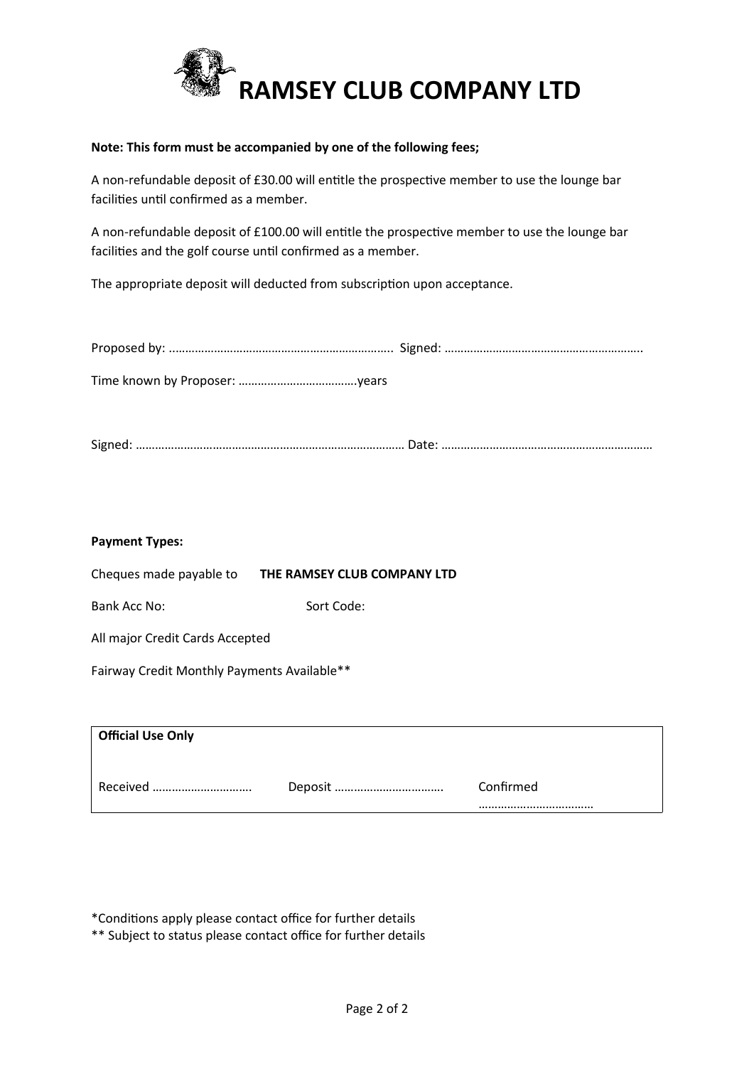# RAMSEY CLUB COMPANY LTD

**Note: This form must be accompanied by one of the following fees;**

A non-refundable deposit of £30.00 will entitle the prospective member to use the lounge bar facilities until confirmed as a member.

A non-refundable deposit of £100.00 will entitle the prospective member to use the lounge bar facilities and the golf course until confirmed as a member.

The appropriate deposit will deducted from subscription upon acceptance.

Proposed by: ..................................................................... Signed: ..............................................................

Time known by Proposer: ....................................years

Signed: ..................................................................................... Date: ..................................................................

**Payment Types:**

Cheques made payable to **THE RAMSEY CLUB COMPANY LTD**

Bank Acc No: Sort Code:

All major Credit Cards Accepted

Fairway Credit Monthly Payments Available**

| **Official Use Only** | | |
|---|---|---|
| Received .............................. | Deposit ................................. | Confirmed .................................. |

*Conditions apply please contact office for further details
** Subject to status please contact office for further details